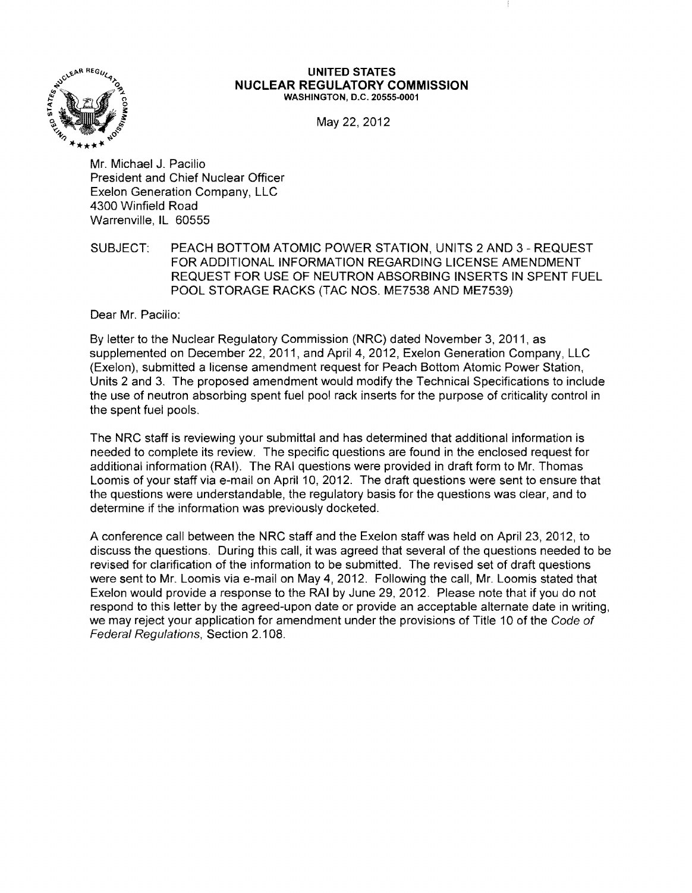**UNITED STATES**
**NUCLEAR REGULATORY COMMISSION**
WASHINGTON, D.C. 20555-0001

May 22, 2012

Mr. Michael J. Pacilio
President and Chief Nuclear Officer
Exelon Generation Company, LLC
4300 Winfield Road
Warrenville, IL 60555

SUBJECT: PEACH BOTTOM ATOMIC POWER STATION, UNITS 2 AND 3 - REQUEST FOR ADDITIONAL INFORMATION REGARDING LICENSE AMENDMENT REQUEST FOR USE OF NEUTRON ABSORBING INSERTS IN SPENT FUEL POOL STORAGE RACKS (TAC NOS. ME7538 AND ME7539)

Dear Mr. Pacilio:

By letter to the Nuclear Regulatory Commission (NRC) dated November 3, 2011, as supplemented on December 22, 2011, and April 4, 2012, Exelon Generation Company, LLC (Exelon), submitted a license amendment request for Peach Bottom Atomic Power Station, Units 2 and 3. The proposed amendment would modify the Technical Specifications to include the use of neutron absorbing spent fuel pool rack inserts for the purpose of criticality control in the spent fuel pools.

The NRC staff is reviewing your submittal and has determined that additional information is needed to complete its review. The specific questions are found in the enclosed request for additional information (RAI). The RAI questions were provided in draft form to Mr. Thomas Loomis of your staff via e-mail on April 10, 2012. The draft questions were sent to ensure that the questions were understandable, the regulatory basis for the questions was clear, and to determine if the information was previously docketed.

A conference call between the NRC staff and the Exelon staff was held on April 23, 2012, to discuss the questions. During this call, it was agreed that several of the questions needed to be revised for clarification of the information to be submitted. The revised set of draft questions were sent to Mr. Loomis via e-mail on May 4, 2012. Following the call, Mr. Loomis stated that Exelon would provide a response to the RAI by June 29, 2012. Please note that if you do not respond to this letter by the agreed-upon date or provide an acceptable alternate date in writing, we may reject your application for amendment under the provisions of Title 10 of the *Code of Federal Regulations*, Section 2.108.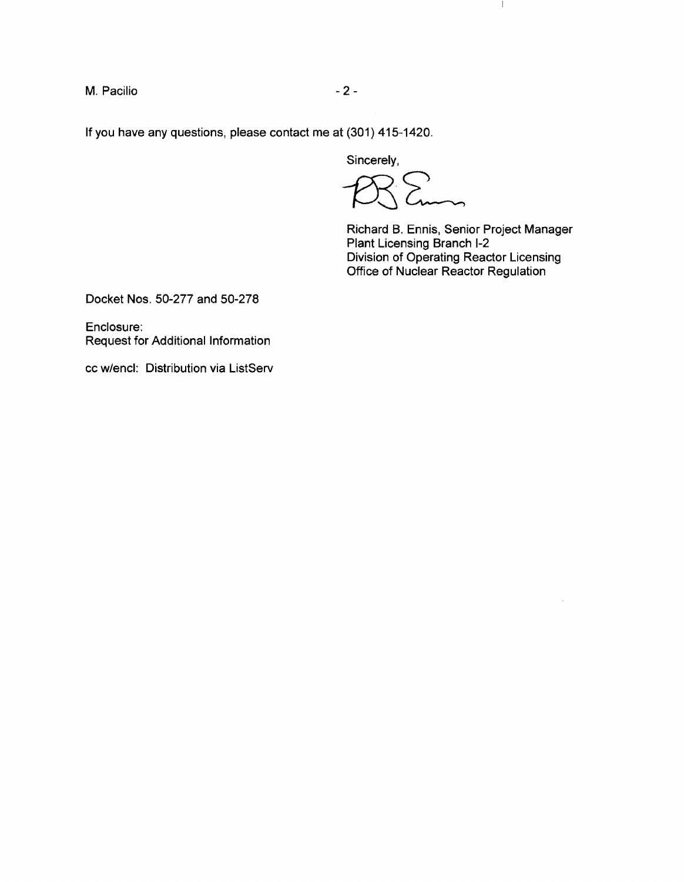If you have any questions, please contact me at (301) 415-1420.

Sincerely,

Richard B. Ennis, Senior Project Manager
Plant Licensing Branch I-2
Division of Operating Reactor Licensing
Office of Nuclear Reactor Regulation

Docket Nos. 50-277 and 50-278

Enclosure:
Request for Additional Information

cc w/encl: Distribution via ListServ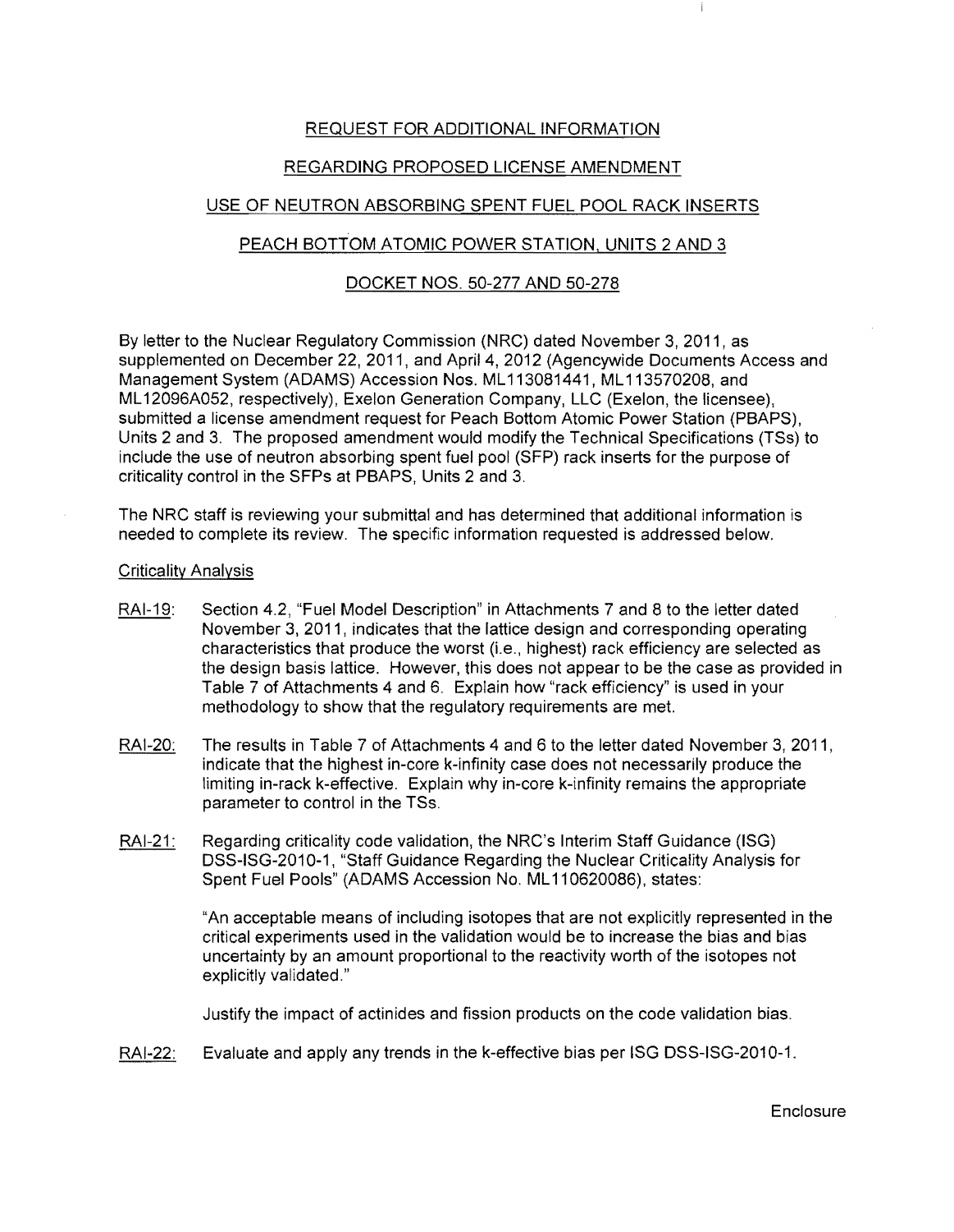REQUEST FOR ADDITIONAL INFORMATION

REGARDING PROPOSED LICENSE AMENDMENT

USE OF NEUTRON ABSORBING SPENT FUEL POOL RACK INSERTS

PEACH BOTTOM ATOMIC POWER STATION, UNITS 2 AND 3

DOCKET NOS. 50-277 AND 50-278

By letter to the Nuclear Regulatory Commission (NRC) dated November 3, 2011, as supplemented on December 22, 2011, and April 4, 2012 (Agencywide Documents Access and Management System (ADAMS) Accession Nos. ML113081441, ML113570208, and ML12096A052, respectively), Exelon Generation Company, LLC (Exelon, the licensee), submitted a license amendment request for Peach Bottom Atomic Power Station (PBAPS), Units 2 and 3. The proposed amendment would modify the Technical Specifications (TSs) to include the use of neutron absorbing spent fuel pool (SFP) rack inserts for the purpose of criticality control in the SFPs at PBAPS, Units 2 and 3.

The NRC staff is reviewing your submittal and has determined that additional information is needed to complete its review. The specific information requested is addressed below.

Criticality Analysis

RAI-19: Section 4.2, "Fuel Model Description" in Attachments 7 and 8 to the letter dated November 3, 2011, indicates that the lattice design and corresponding operating characteristics that produce the worst (i.e., highest) rack efficiency are selected as the design basis lattice. However, this does not appear to be the case as provided in Table 7 of Attachments 4 and 6. Explain how "rack efficiency" is used in your methodology to show that the regulatory requirements are met.

RAI-20: The results in Table 7 of Attachments 4 and 6 to the letter dated November 3, 2011, indicate that the highest in-core k-infinity case does not necessarily produce the limiting in-rack k-effective. Explain why in-core k-infinity remains the appropriate parameter to control in the TSs.

RAI-21: Regarding criticality code validation, the NRC's Interim Staff Guidance (ISG) DSS-ISG-2010-1, "Staff Guidance Regarding the Nuclear Criticality Analysis for Spent Fuel Pools" (ADAMS Accession No. ML110620086), states:

> "An acceptable means of including isotopes that are not explicitly represented in the critical experiments used in the validation would be to increase the bias and bias uncertainty by an amount proportional to the reactivity worth of the isotopes not explicitly validated."

Justify the impact of actinides and fission products on the code validation bias.

RAI-22: Evaluate and apply any trends in the k-effective bias per ISG DSS-ISG-2010-1.

Enclosure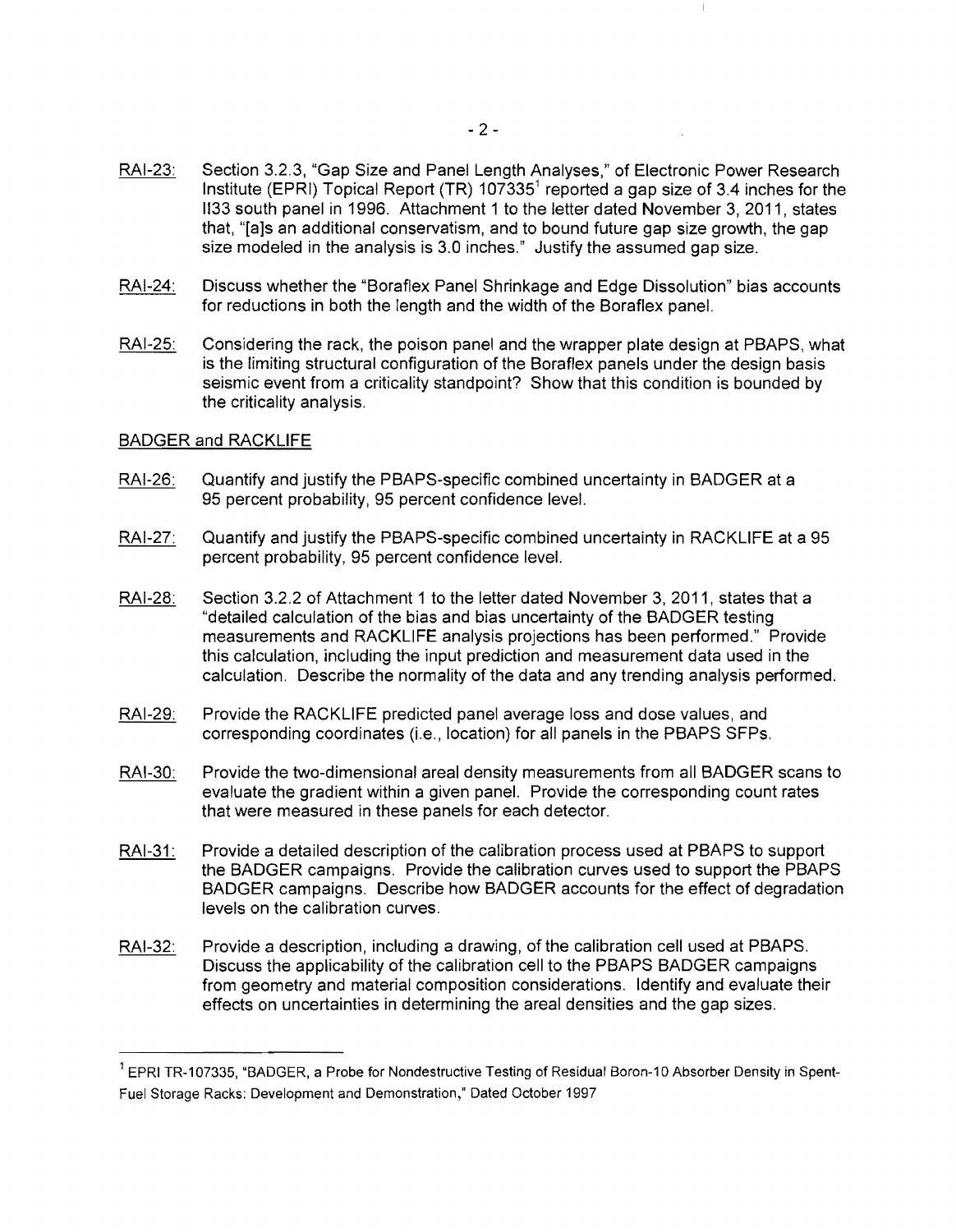RAI-23: Section 3.2.3, "Gap Size and Panel Length Analyses," of Electronic Power Research Institute (EPRI) Topical Report (TR) 107335[1] reported a gap size of 3.4 inches for the II33 south panel in 1996. Attachment 1 to the letter dated November 3, 2011, states that, "[a]s an additional conservatism, and to bound future gap size growth, the gap size modeled in the analysis is 3.0 inches." Justify the assumed gap size.

RAI-24: Discuss whether the "Boraflex Panel Shrinkage and Edge Dissolution" bias accounts for reductions in both the length and the width of the Boraflex panel.

RAI-25: Considering the rack, the poison panel and the wrapper plate design at PBAPS, what is the limiting structural configuration of the Boraflex panels under the design basis seismic event from a criticality standpoint? Show that this condition is bounded by the criticality analysis.

BADGER and RACKLIFE

RAI-26: Quantify and justify the PBAPS-specific combined uncertainty in BADGER at a 95 percent probability, 95 percent confidence level.

RAI-27: Quantify and justify the PBAPS-specific combined uncertainty in RACKLIFE at a 95 percent probability, 95 percent confidence level.

RAI-28: Section 3.2.2 of Attachment 1 to the letter dated November 3, 2011, states that a "detailed calculation of the bias and bias uncertainty of the BADGER testing measurements and RACKLIFE analysis projections has been performed." Provide this calculation, including the input prediction and measurement data used in the calculation. Describe the normality of the data and any trending analysis performed.

RAI-29: Provide the RACKLIFE predicted panel average loss and dose values, and corresponding coordinates (i.e., location) for all panels in the PBAPS SFPs.

RAI-30: Provide the two-dimensional areal density measurements from all BADGER scans to evaluate the gradient within a given panel. Provide the corresponding count rates that were measured in these panels for each detector.

RAI-31: Provide a detailed description of the calibration process used at PBAPS to support the BADGER campaigns. Provide the calibration curves used to support the PBAPS BADGER campaigns. Describe how BADGER accounts for the effect of degradation levels on the calibration curves.

RAI-32: Provide a description, including a drawing, of the calibration cell used at PBAPS. Discuss the applicability of the calibration cell to the PBAPS BADGER campaigns from geometry and material composition considerations. Identify and evaluate their effects on uncertainties in determining the areal densities and the gap sizes.

---

[1] EPRI TR-107335, "BADGER, a Probe for Nondestructive Testing of Residual Boron-10 Absorber Density in Spent-Fuel Storage Racks: Development and Demonstration," Dated October 1997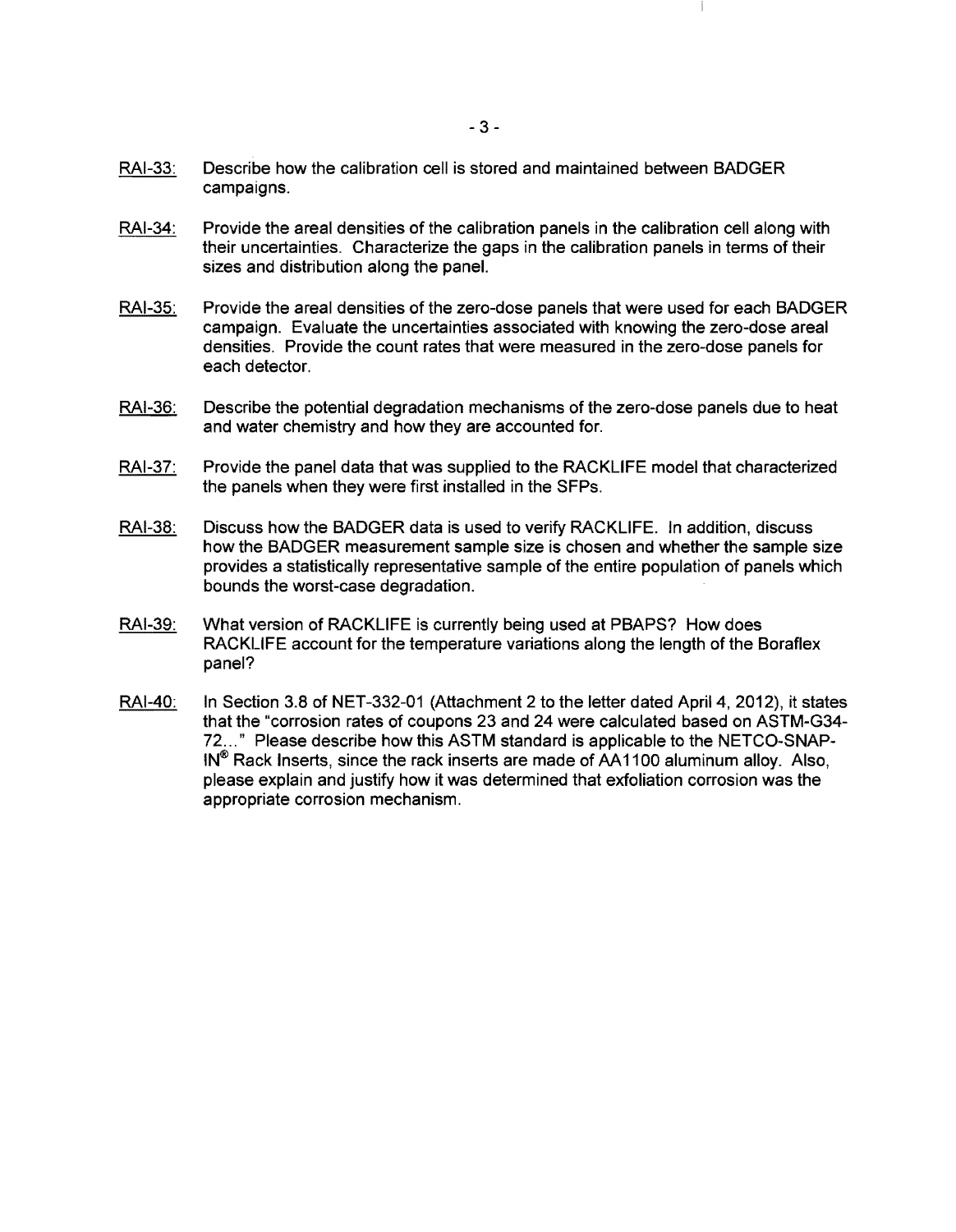RAI-33: Describe how the calibration cell is stored and maintained between BADGER campaigns.

RAI-34: Provide the areal densities of the calibration panels in the calibration cell along with their uncertainties. Characterize the gaps in the calibration panels in terms of their sizes and distribution along the panel.

RAI-35: Provide the areal densities of the zero-dose panels that were used for each BADGER campaign. Evaluate the uncertainties associated with knowing the zero-dose areal densities. Provide the count rates that were measured in the zero-dose panels for each detector.

RAI-36: Describe the potential degradation mechanisms of the zero-dose panels due to heat and water chemistry and how they are accounted for.

RAI-37: Provide the panel data that was supplied to the RACKLIFE model that characterized the panels when they were first installed in the SFPs.

RAI-38: Discuss how the BADGER data is used to verify RACKLIFE. In addition, discuss how the BADGER measurement sample size is chosen and whether the sample size provides a statistically representative sample of the entire population of panels which bounds the worst-case degradation.

RAI-39: What version of RACKLIFE is currently being used at PBAPS? How does RACKLIFE account for the temperature variations along the length of the Boraflex panel?

RAI-40: In Section 3.8 of NET-332-01 (Attachment 2 to the letter dated April 4, 2012), it states that the "corrosion rates of coupons 23 and 24 were calculated based on ASTM-G34-72..." Please describe how this ASTM standard is applicable to the NETCO-SNAP-IN® Rack Inserts, since the rack inserts are made of AA1100 aluminum alloy. Also, please explain and justify how it was determined that exfoliation corrosion was the appropriate corrosion mechanism.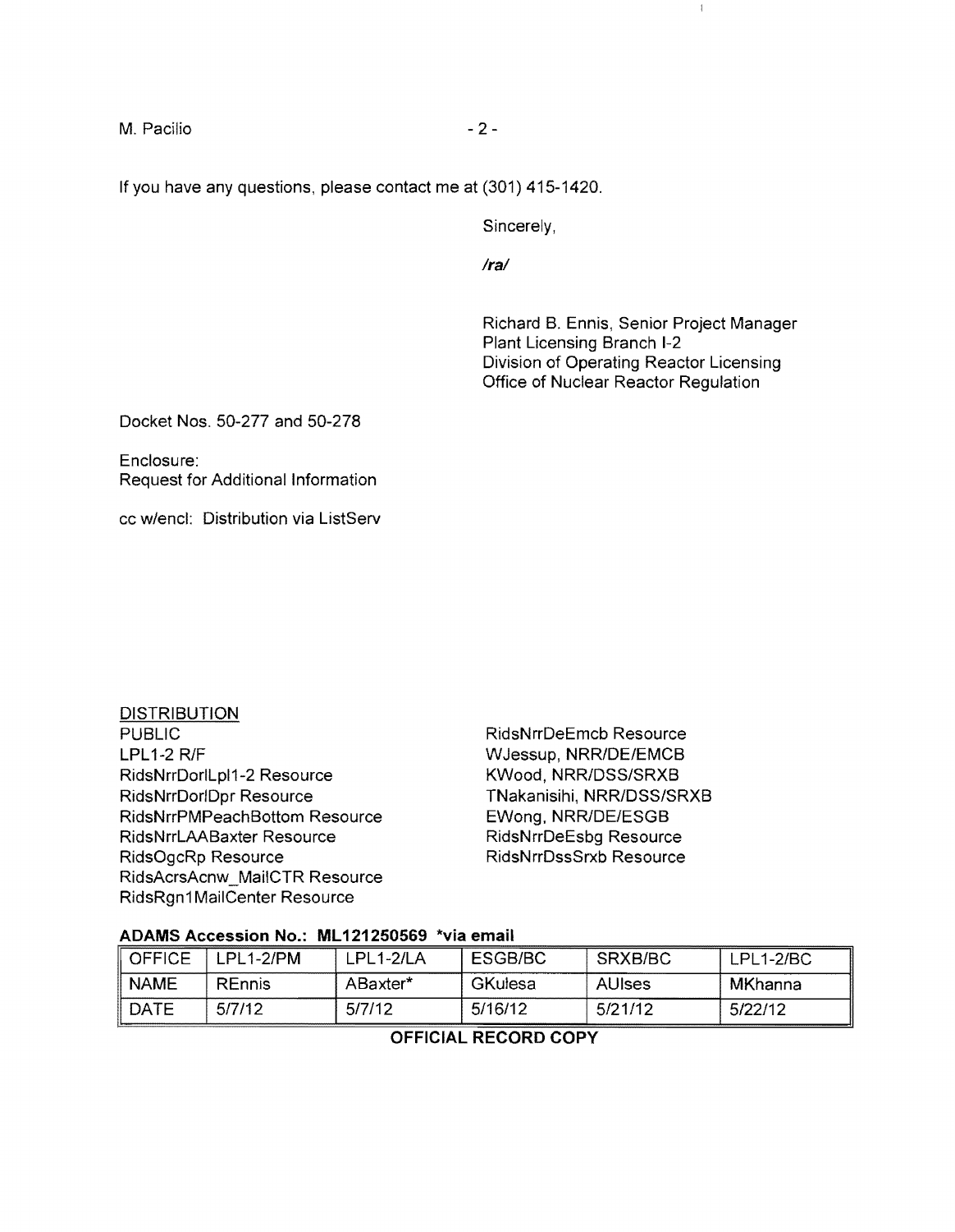If you have any questions, please contact me at (301) 415-1420.

Sincerely,

*/ra/*

Richard B. Ennis, Senior Project Manager
Plant Licensing Branch I-2
Division of Operating Reactor Licensing
Office of Nuclear Reactor Regulation

Docket Nos. 50-277 and 50-278

Enclosure:
Request for Additional Information

cc w/encl: Distribution via ListServ

DISTRIBUTION
PUBLIC
LPL1-2 R/F
RidsNrrDorlLpl1-2 Resource
RidsNrrDorlDpr Resource
RidsNrrPMPeachBottom Resource
RidsNrrLAABaxter Resource
RidsOgcRp Resource
RidsAcrsAcnw_MailCTR Resource
RidsRgn1MailCenter Resource
RidsNrrDeEmcb Resource
WJessup, NRR/DE/EMCB
KWood, NRR/DSS/SRXB
TNakanisihi, NRR/DSS/SRXB
EWong, NRR/DE/ESGB
RidsNrrDeEsbg Resource
RidsNrrDssSrxb Resource

**ADAMS Accession No.: ML121250569 \*via email**

| OFFICE | LPL1-2/PM | LPL1-2/LA | ESGB/BC | SRXB/BC | LPL1-2/BC |
|---|---|---|---|---|---|
| NAME | REnnis | ABaxter* | GKulesa | AUlses | MKhanna |
| DATE | 5/7/12 | 5/7/12 | 5/16/12 | 5/21/12 | 5/22/12 |

**OFFICIAL RECORD COPY**